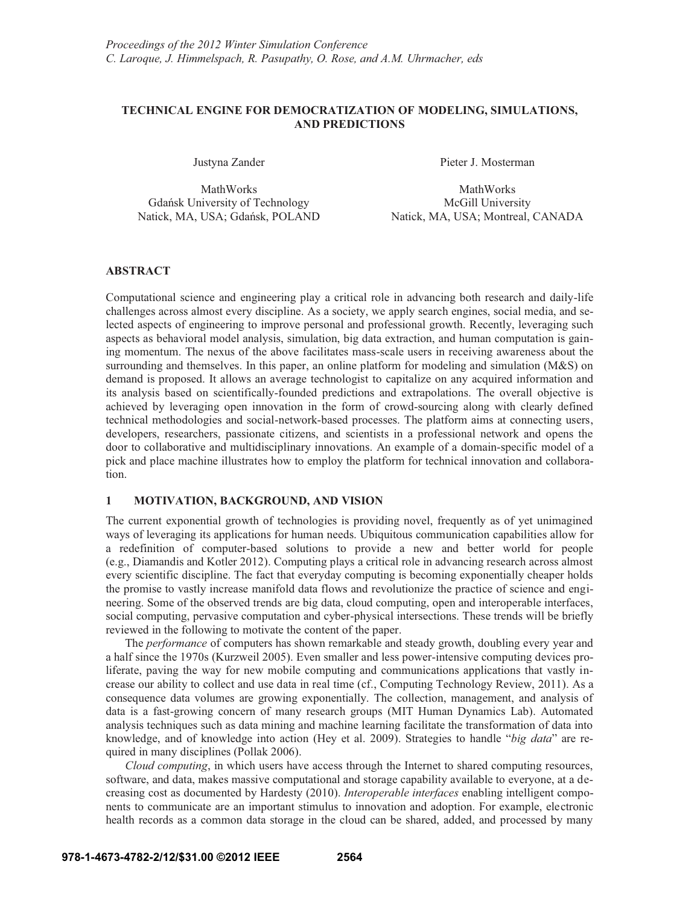*Proceedings of the 2012 Winter Simulation Conference*
*C. Laroque, J. Himmelspach, R. Pasupathy, O. Rose, and A.M. Uhrmacher, eds*

# TECHNICAL ENGINE FOR DEMOCRATIZATION OF MODELING, SIMULATIONS, AND PREDICTIONS

Justyna Zander

MathWorks
Gdańsk University of Technology
Natick, MA, USA; Gdańsk, POLAND

Pieter J. Mosterman

MathWorks
McGill University
Natick, MA, USA; Montreal, CANADA

## ABSTRACT

Computational science and engineering play a critical role in advancing both research and daily-life challenges across almost every discipline. As a society, we apply search engines, social media, and selected aspects of engineering to improve personal and professional growth. Recently, leveraging such aspects as behavioral model analysis, simulation, big data extraction, and human computation is gaining momentum. The nexus of the above facilitates mass-scale users in receiving awareness about the surrounding and themselves. In this paper, an online platform for modeling and simulation (M&S) on demand is proposed. It allows an average technologist to capitalize on any acquired information and its analysis based on scientifically-founded predictions and extrapolations. The overall objective is achieved by leveraging open innovation in the form of crowd-sourcing along with clearly defined technical methodologies and social-network-based processes. The platform aims at connecting users, developers, researchers, passionate citizens, and scientists in a professional network and opens the door to collaborative and multidisciplinary innovations. An example of a domain-specific model of a pick and place machine illustrates how to employ the platform for technical innovation and collaboration.

## 1 MOTIVATION, BACKGROUND, AND VISION

The current exponential growth of technologies is providing novel, frequently as of yet unimagined ways of leveraging its applications for human needs. Ubiquitous communication capabilities allow for a redefinition of computer-based solutions to provide a new and better world for people (e.g., Diamandis and Kotler 2012). Computing plays a critical role in advancing research across almost every scientific discipline. The fact that everyday computing is becoming exponentially cheaper holds the promise to vastly increase manifold data flows and revolutionize the practice of science and engineering. Some of the observed trends are big data, cloud computing, open and interoperable interfaces, social computing, pervasive computation and cyber-physical intersections. These trends will be briefly reviewed in the following to motivate the content of the paper.

The *performance* of computers has shown remarkable and steady growth, doubling every year and a half since the 1970s (Kurzweil 2005). Even smaller and less power-intensive computing devices proliferate, paving the way for new mobile computing and communications applications that vastly increase our ability to collect and use data in real time (cf., Computing Technology Review, 2011). As a consequence data volumes are growing exponentially. The collection, management, and analysis of data is a fast-growing concern of many research groups (MIT Human Dynamics Lab). Automated analysis techniques such as data mining and machine learning facilitate the transformation of data into knowledge, and of knowledge into action (Hey et al. 2009). Strategies to handle "*big data*" are required in many disciplines (Pollak 2006).

*Cloud computing*, in which users have access through the Internet to shared computing resources, software, and data, makes massive computational and storage capability available to everyone, at a decreasing cost as documented by Hardesty (2010). *Interoperable interfaces* enabling intelligent components to communicate are an important stimulus to innovation and adoption. For example, electronic health records as a common data storage in the cloud can be shared, added, and processed by many

978-1-4673-4782-2/12/$31.00 ©2012 IEEE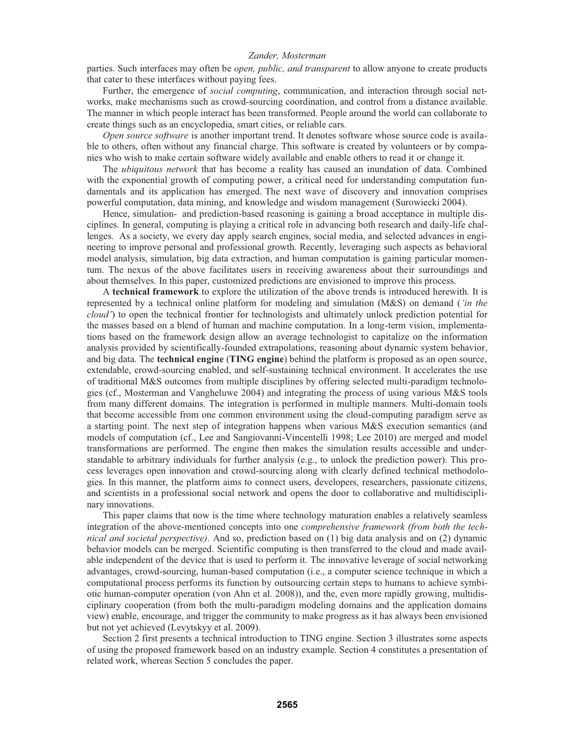parties. Such interfaces may often be *open, public, and transparent* to allow anyone to create products that cater to these interfaces without paying fees.

Further, the emergence of *social computing*, communication, and interaction through social networks, make mechanisms such as crowd-sourcing coordination, and control from a distance available. The manner in which people interact has been transformed. People around the world can collaborate to create things such as an encyclopedia, smart cities, or reliable cars.

*Open source software* is another important trend. It denotes software whose source code is available to others, often without any financial charge. This software is created by volunteers or by companies who wish to make certain software widely available and enable others to read it or change it.

The *ubiquitous network* that has become a reality has caused an inundation of data. Combined with the exponential growth of computing power, a critical need for understanding computation fundamentals and its application has emerged. The next wave of discovery and innovation comprises powerful computation, data mining, and knowledge and wisdom management (Surowiecki 2004).

Hence, simulation- and prediction-based reasoning is gaining a broad acceptance in multiple disciplines. In general, computing is playing a critical role in advancing both research and daily-life challenges. As a society, we every day apply search engines, social media, and selected advances in engineering to improve personal and professional growth. Recently, leveraging such aspects as behavioral model analysis, simulation, big data extraction, and human computation is gaining particular momentum. The nexus of the above facilitates users in receiving awareness about their surroundings and about themselves. In this paper, customized predictions are envisioned to improve this process.

A **technical framework** to explore the utilization of the above trends is introduced herewith. It is represented by a technical online platform for modeling and simulation (M&S) on demand (*'in the cloud'*) to open the technical frontier for technologists and ultimately unlock prediction potential for the masses based on a blend of human and machine computation. In a long-term vision, implementations based on the framework design allow an average technologist to capitalize on the information analysis provided by scientifically-founded extrapolations, reasoning about dynamic system behavior, and big data. The **technical engine** (**TING engine**) behind the platform is proposed as an open source, extendable, crowd-sourcing enabled, and self-sustaining technical environment. It accelerates the use of traditional M&S outcomes from multiple disciplines by offering selected multi-paradigm technologies (cf., Mosterman and Vangheluwe 2004) and integrating the process of using various M&S tools from many different domains. The integration is performed in multiple manners. Multi-domain tools that become accessible from one common environment using the cloud-computing paradigm serve as a starting point. The next step of integration happens when various M&S execution semantics (and models of computation (cf., Lee and Sangiovanni-Vincentelli 1998; Lee 2010) are merged and model transformations are performed. The engine then makes the simulation results accessible and understandable to arbitrary individuals for further analysis (e.g., to unlock the prediction power). This process leverages open innovation and crowd-sourcing along with clearly defined technical methodologies. In this manner, the platform aims to connect users, developers, researchers, passionate citizens, and scientists in a professional social network and opens the door to collaborative and multidisciplinary innovations.

This paper claims that now is the time where technology maturation enables a relatively seamless integration of the above-mentioned concepts into one *comprehensive framework (from both the technical and societal perspective)*. And so, prediction based on (1) big data analysis and on (2) dynamic behavior models can be merged. Scientific computing is then transferred to the cloud and made available independent of the device that is used to perform it. The innovative leverage of social networking advantages, crowd-sourcing, human-based computation (i.e., a computer science technique in which a computational process performs its function by outsourcing certain steps to humans to achieve symbiotic human-computer operation (von Ahn et al. 2008)), and the, even more rapidly growing, multidisciplinary cooperation (from both the multi-paradigm modeling domains and the application domains view) enable, encourage, and trigger the community to make progress as it has always been envisioned but not yet achieved (Levytskyy et al. 2009).

Section 2 first presents a technical introduction to TING engine. Section 3 illustrates some aspects of using the proposed framework based on an industry example. Section 4 constitutes a presentation of related work, whereas Section 5 concludes the paper.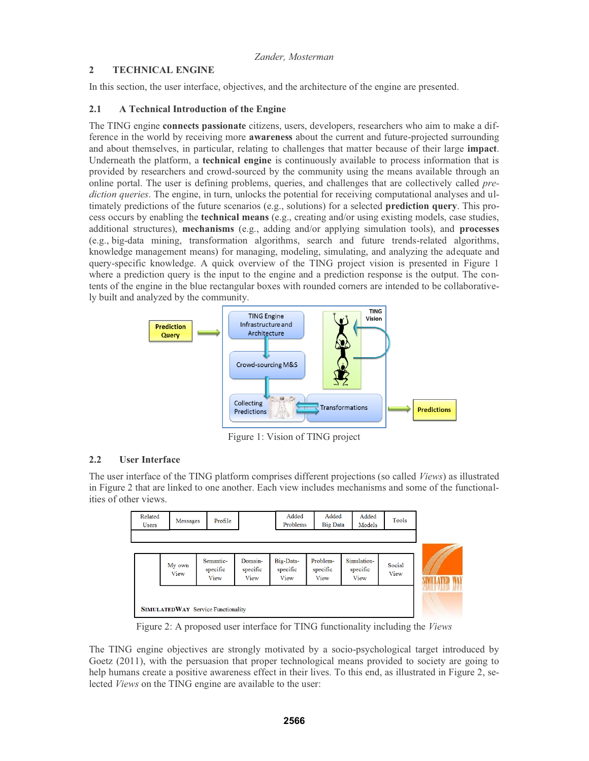## 2 TECHNICAL ENGINE

In this section, the user interface, objectives, and the architecture of the engine are presented.

### 2.1 A Technical Introduction of the Engine

The TING engine **connects passionate** citizens, users, developers, researchers who aim to make a difference in the world by receiving more **awareness** about the current and future-projected surrounding and about themselves, in particular, relating to challenges that matter because of their large **impact**. Underneath the platform, a **technical engine** is continuously available to process information that is provided by researchers and crowd-sourced by the community using the means available through an online portal. The user is defining problems, queries, and challenges that are collectively called *prediction queries*. The engine, in turn, unlocks the potential for receiving computational analyses and ultimately predictions of the future scenarios (e.g., solutions) for a selected **prediction query**. This process occurs by enabling the **technical means** (e.g., creating and/or using existing models, case studies, additional structures), **mechanisms** (e.g., adding and/or applying simulation tools), and **processes** (e.g., big-data mining, transformation algorithms, search and future trends-related algorithms, knowledge management means) for managing, modeling, simulating, and analyzing the adequate and query-specific knowledge. A quick overview of the TING project vision is presented in Figure 1 where a prediction query is the input to the engine and a prediction response is the output. The contents of the engine in the blue rectangular boxes with rounded corners are intended to be collaboratively built and analyzed by the community.

Figure 1: Vision of TING project

### 2.2 User Interface

The user interface of the TING platform comprises different projections (so called *Views*) as illustrated in Figure 2 that are linked to one another. Each view includes mechanisms and some of the functionalities of other views.

Figure 2: A proposed user interface for TING functionality including the *Views*

The TING engine objectives are strongly motivated by a socio-psychological target introduced by Goetz (2011), with the persuasion that proper technological means provided to society are going to help humans create a positive awareness effect in their lives. To this end, as illustrated in Figure 2, selected *Views* on the TING engine are available to the user: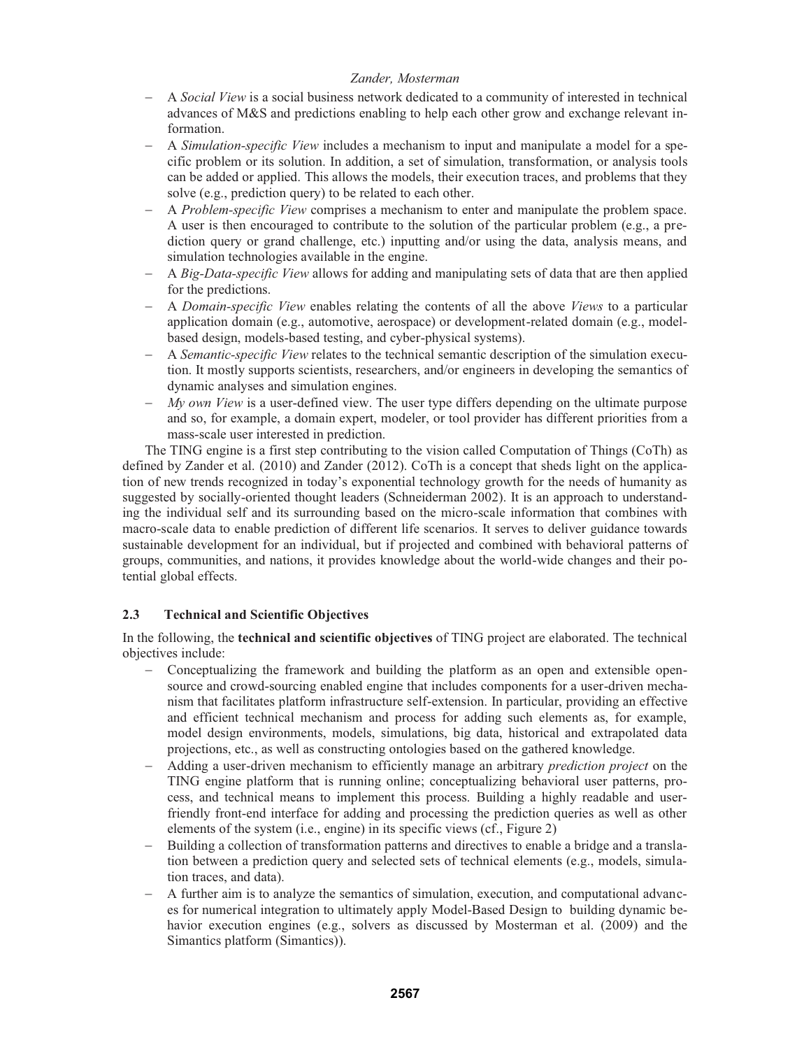- A *Social View* is a social business network dedicated to a community of interested in technical advances of M&S and predictions enabling to help each other grow and exchange relevant information.
- A *Simulation-specific View* includes a mechanism to input and manipulate a model for a specific problem or its solution. In addition, a set of simulation, transformation, or analysis tools can be added or applied. This allows the models, their execution traces, and problems that they solve (e.g., prediction query) to be related to each other.
- A *Problem-specific View* comprises a mechanism to enter and manipulate the problem space. A user is then encouraged to contribute to the solution of the particular problem (e.g., a prediction query or grand challenge, etc.) inputting and/or using the data, analysis means, and simulation technologies available in the engine.
- A *Big-Data-specific View* allows for adding and manipulating sets of data that are then applied for the predictions.
- A *Domain-specific View* enables relating the contents of all the above *Views* to a particular application domain (e.g., automotive, aerospace) or development-related domain (e.g., model-based design, models-based testing, and cyber-physical systems).
- A *Semantic-specific View* relates to the technical semantic description of the simulation execution. It mostly supports scientists, researchers, and/or engineers in developing the semantics of dynamic analyses and simulation engines.
- *My own View* is a user-defined view. The user type differs depending on the ultimate purpose and so, for example, a domain expert, modeler, or tool provider has different priorities from a mass-scale user interested in prediction.

The TING engine is a first step contributing to the vision called Computation of Things (CoTh) as defined by Zander et al. (2010) and Zander (2012). CoTh is a concept that sheds light on the application of new trends recognized in today's exponential technology growth for the needs of humanity as suggested by socially-oriented thought leaders (Schneiderman 2002). It is an approach to understanding the individual self and its surrounding based on the micro-scale information that combines with macro-scale data to enable prediction of different life scenarios. It serves to deliver guidance towards sustainable development for an individual, but if projected and combined with behavioral patterns of groups, communities, and nations, it provides knowledge about the world-wide changes and their potential global effects.

### 2.3 Technical and Scientific Objectives

In the following, the **technical and scientific objectives** of TING project are elaborated. The technical objectives include:

- Conceptualizing the framework and building the platform as an open and extensible open-source and crowd-sourcing enabled engine that includes components for a user-driven mechanism that facilitates platform infrastructure self-extension. In particular, providing an effective and efficient technical mechanism and process for adding such elements as, for example, model design environments, models, simulations, big data, historical and extrapolated data projections, etc., as well as constructing ontologies based on the gathered knowledge.
- Adding a user-driven mechanism to efficiently manage an arbitrary *prediction project* on the TING engine platform that is running online; conceptualizing behavioral user patterns, process, and technical means to implement this process. Building a highly readable and user-friendly front-end interface for adding and processing the prediction queries as well as other elements of the system (i.e., engine) in its specific views (cf., Figure 2)
- Building a collection of transformation patterns and directives to enable a bridge and a translation between a prediction query and selected sets of technical elements (e.g., models, simulation traces, and data).
- A further aim is to analyze the semantics of simulation, execution, and computational advances for numerical integration to ultimately apply Model-Based Design to building dynamic behavior execution engines (e.g., solvers as discussed by Mosterman et al. (2009) and the Simantics platform (Simantics)).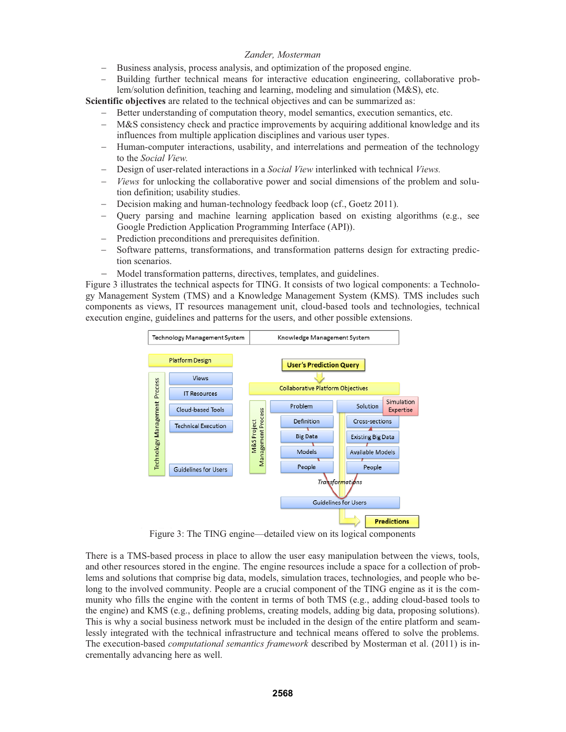- Business analysis, process analysis, and optimization of the proposed engine.
- Building further technical means for interactive education engineering, collaborative problem/solution definition, teaching and learning, modeling and simulation (M&S), etc.

**Scientific objectives** are related to the technical objectives and can be summarized as:

- Better understanding of computation theory, model semantics, execution semantics, etc.
- M&S consistency check and practice improvements by acquiring additional knowledge and its influences from multiple application disciplines and various user types.
- Human-computer interactions, usability, and interrelations and permeation of the technology to the *Social View.*
- Design of user-related interactions in a *Social View* interlinked with technical *Views.*
- *Views* for unlocking the collaborative power and social dimensions of the problem and solution definition; usability studies.
- Decision making and human-technology feedback loop (cf., Goetz 2011).
- Query parsing and machine learning application based on existing algorithms (e.g., see Google Prediction Application Programming Interface (API)).
- Prediction preconditions and prerequisites definition.
- Software patterns, transformations, and transformation patterns design for extracting prediction scenarios.
- Model transformation patterns, directives, templates, and guidelines.

Figure 3 illustrates the technical aspects for TING. It consists of two logical components: a Technology Management System (TMS) and a Knowledge Management System (KMS). TMS includes such components as views, IT resources management unit, cloud-based tools and technologies, technical execution engine, guidelines and patterns for the users, and other possible extensions.

Technology Management System
Knowledge Management System
Platform Design
Technology Management Process
Views
IT Resources
Cloud-based Tools
Technical Execution
Guidelines for Users
User's Prediction Query
Collaborative Platform Objectives
M&S Project Management Process
Problem
Definition
Big Data
Models
People
Solution
Simulation Expertise
Cross-sections
Existing Big Data
Available Models
People
Transformations
Guidelines for Users
Predictions

Figure 3: The TING engine—detailed view on its logical components

There is a TMS-based process in place to allow the user easy manipulation between the views, tools, and other resources stored in the engine. The engine resources include a space for a collection of problems and solutions that comprise big data, models, simulation traces, technologies, and people who belong to the involved community. People are a crucial component of the TING engine as it is the community who fills the engine with the content in terms of both TMS (e.g., adding cloud-based tools to the engine) and KMS (e.g., defining problems, creating models, adding big data, proposing solutions). This is why a social business network must be included in the design of the entire platform and seamlessly integrated with the technical infrastructure and technical means offered to solve the problems. The execution-based *computational semantics framework* described by Mosterman et al. (2011) is incrementally advancing here as well.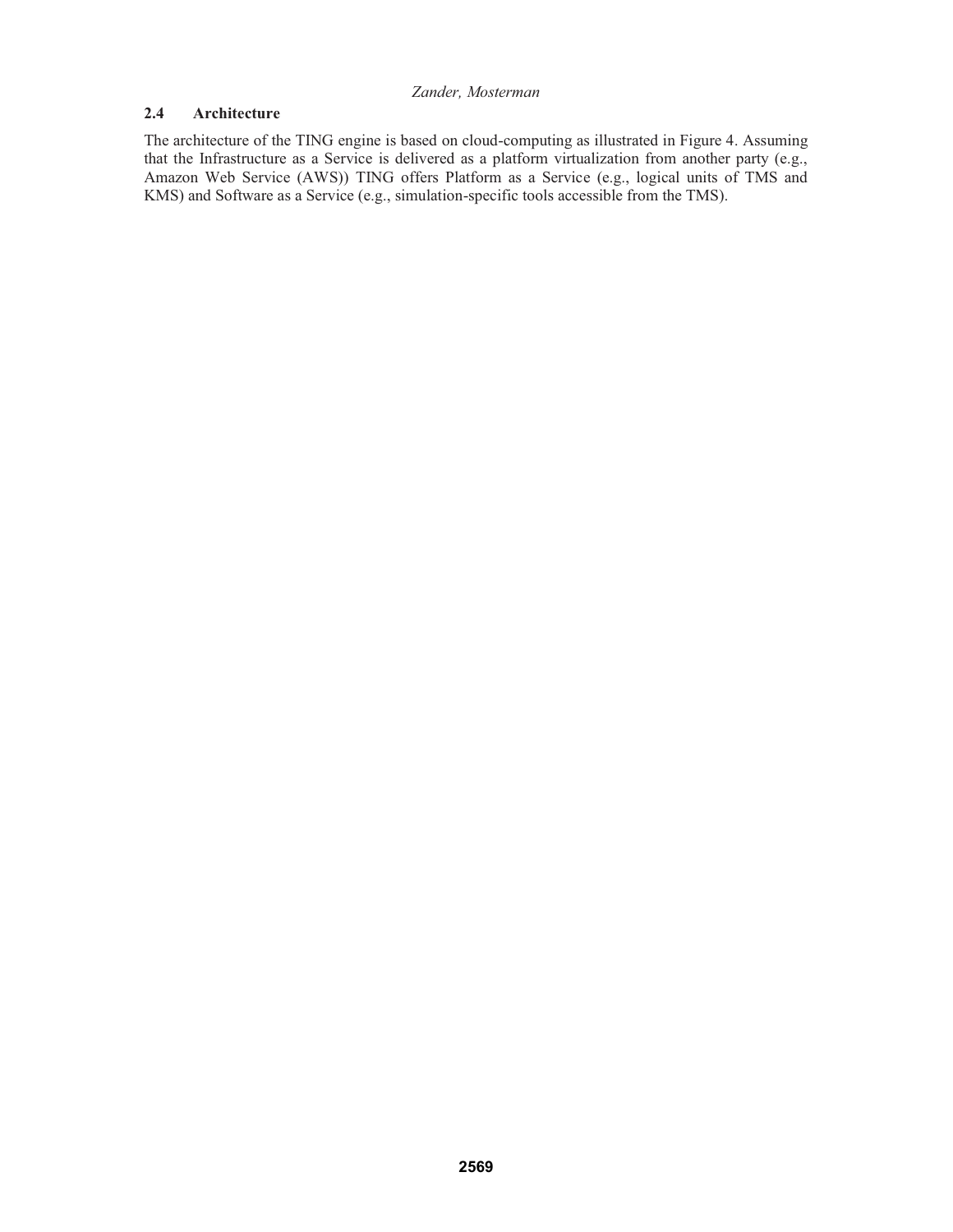## 2.4 Architecture

The architecture of the TING engine is based on cloud-computing as illustrated in Figure 4. Assuming that the Infrastructure as a Service is delivered as a platform virtualization from another party (e.g., Amazon Web Service (AWS)) TING offers Platform as a Service (e.g., logical units of TMS and KMS) and Software as a Service (e.g., simulation-specific tools accessible from the TMS).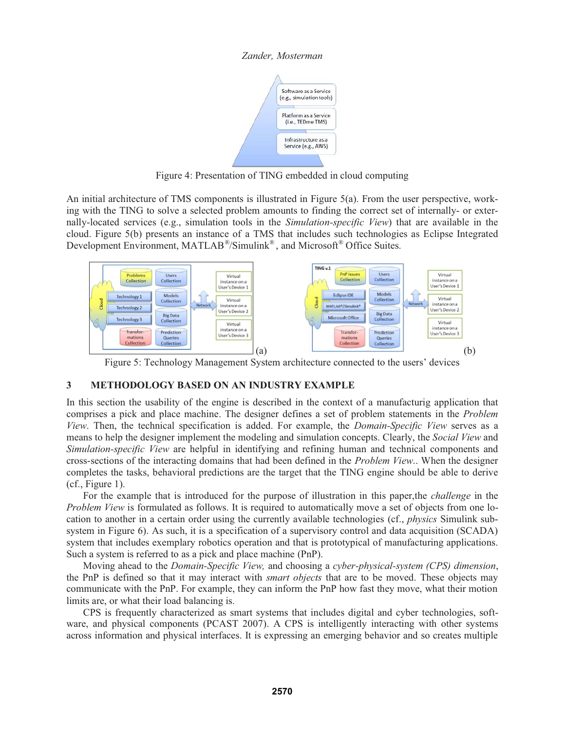Software as a Service (e.g., simulation tools)

Platform as a Service (i.e., TEDme TMS)

Infrastructure as a Service (e.g., AWS)

Figure 4: Presentation of TING embedded in cloud computing

An initial architecture of TMS components is illustrated in Figure 5(a). From the user perspective, working with the TING to solve a selected problem amounts to finding the correct set of internally- or externally-located services (e.g., simulation tools in the *Simulation-specific View*) that are available in the cloud. Figure 5(b) presents an instance of a TMS that includes such technologies as Eclipse Integrated Development Environment, MATLAB®/Simulink®, and Microsoft® Office Suites.

(a)

Cloud
Problems Collection
Users Collection
Technology 1
Technology 2
Technology 3
Models Collection
Big Data Collection
Transformations Collection
Prediction Queries Collection
Network
Virtual instance on a User's Device 1
Virtual instance on a User's Device 2
Virtual instance on a User's Device 3

(b)

TING v.1
Cloud
PnP issues Collection
Users Collection
Eclipse IDE
MATLAB®/Simulink®
Microsoft Office
Models Collection
Big Data Collection
Transformations Collection
Prediction Queries Collection
Network
Virtual instance on a User's Device 1
Virtual instance on a User's Device 2
Virtual instance on a User's Device 3

Figure 5: Technology Management System architecture connected to the users' devices

## 3 METHODOLOGY BASED ON AN INDUSTRY EXAMPLE

In this section the usability of the engine is described in the context of a manufacturig application that comprises a pick and place machine. The designer defines a set of problem statements in the *Problem View*. Then, the technical specification is added. For example, the *Domain-Specific View* serves as a means to help the designer implement the modeling and simulation concepts. Clearly, the *Social View* and *Simulation-specific View* are helpful in identifying and refining human and technical components and cross-sections of the interacting domains that had been defined in the *Problem View*.. When the designer completes the tasks, behavioral predictions are the target that the TING engine should be able to derive (cf., Figure 1).

For the example that is introduced for the purpose of illustration in this paper,the *challenge* in the *Problem View* is formulated as follows. It is required to automatically move a set of objects from one location to another in a certain order using the currently available technologies (cf., *physics* Simulink subsystem in Figure 6). As such, it is a specification of a supervisory control and data acquisition (SCADA) system that includes exemplary robotics operation and that is prototypical of manufacturing applications. Such a system is referred to as a pick and place machine (PnP).

Moving ahead to the *Domain-Specific View,* and choosing a *cyber-physical-system (CPS) dimension*, the PnP is defined so that it may interact with *smart objects* that are to be moved. These objects may communicate with the PnP. For example, they can inform the PnP how fast they move, what their motion limits are, or what their load balancing is.

CPS is frequently characterized as smart systems that includes digital and cyber technologies, software, and physical components (PCAST 2007). A CPS is intelligently interacting with other systems across information and physical interfaces. It is expressing an emerging behavior and so creates multiple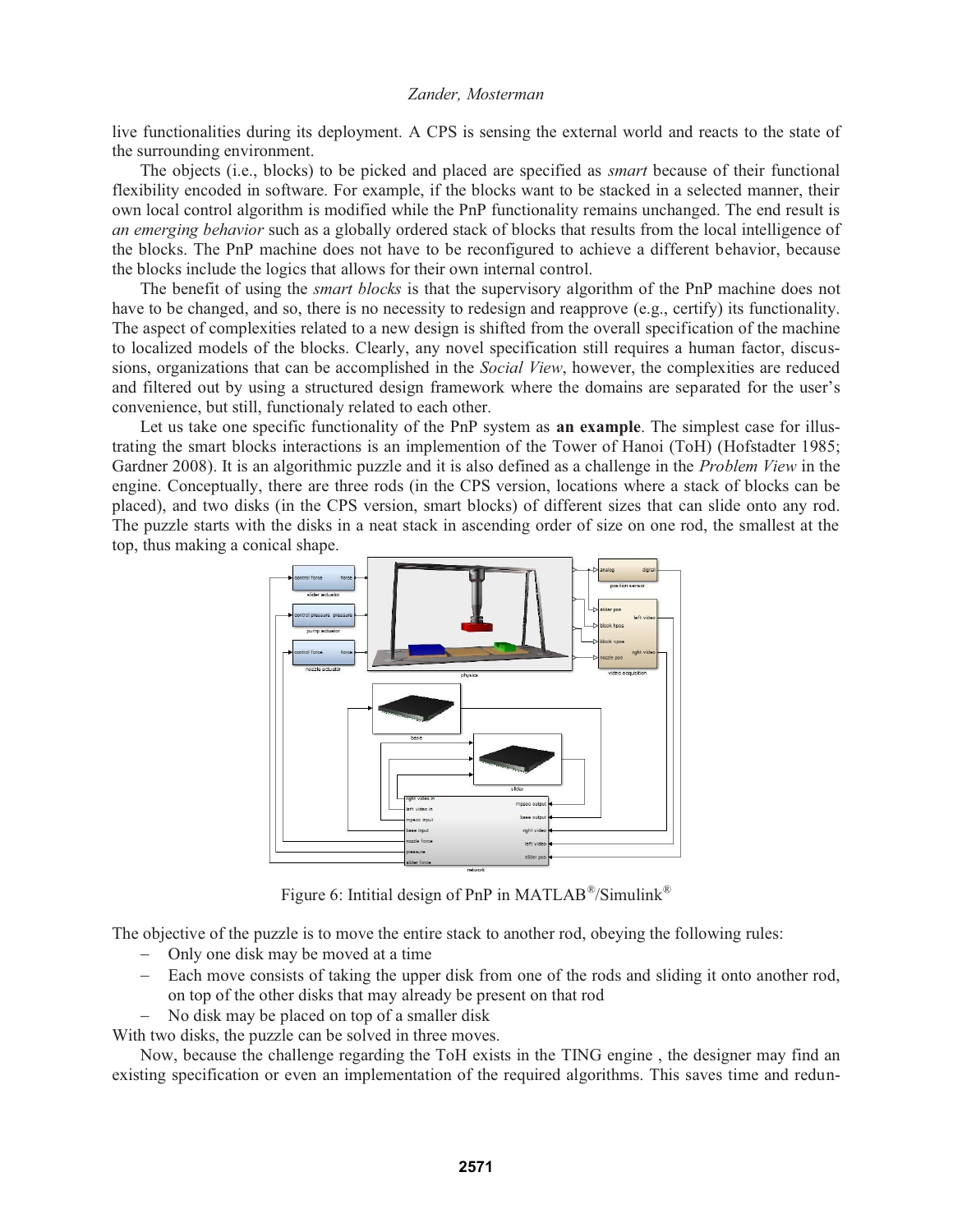live functionalities during its deployment. A CPS is sensing the external world and reacts to the state of the surrounding environment.

The objects (i.e., blocks) to be picked and placed are specified as *smart* because of their functional flexibility encoded in software. For example, if the blocks want to be stacked in a selected manner, their own local control algorithm is modified while the PnP functionality remains unchanged. The end result is *an emerging behavior* such as a globally ordered stack of blocks that results from the local intelligence of the blocks. The PnP machine does not have to be reconfigured to achieve a different behavior, because the blocks include the logics that allows for their own internal control.

The benefit of using the *smart blocks* is that the supervisory algorithm of the PnP machine does not have to be changed, and so, there is no necessity to redesign and reapprove (e.g., certify) its functionality. The aspect of complexities related to a new design is shifted from the overall specification of the machine to localized models of the blocks. Clearly, any novel specification still requires a human factor, discussions, organizations that can be accomplished in the *Social View*, however, the complexities are reduced and filtered out by using a structured design framework where the domains are separated for the user's convenience, but still, functionaly related to each other.

Let us take one specific functionality of the PnP system as **an example**. The simplest case for illustrating the smart blocks interactions is an implemention of the Tower of Hanoi (ToH) (Hofstadter 1985; Gardner 2008). It is an algorithmic puzzle and it is also defined as a challenge in the *Problem View* in the engine. Conceptually, there are three rods (in the CPS version, locations where a stack of blocks can be placed), and two disks (in the CPS version, smart blocks) of different sizes that can slide onto any rod. The puzzle starts with the disks in a neat stack in ascending order of size on one rod, the smallest at the top, thus making a conical shape.

Figure 6: Intitial design of PnP in MATLAB®/Simulink®

The objective of the puzzle is to move the entire stack to another rod, obeying the following rules:

- Only one disk may be moved at a time
- Each move consists of taking the upper disk from one of the rods and sliding it onto another rod, on top of the other disks that may already be present on that rod
- No disk may be placed on top of a smaller disk

With two disks, the puzzle can be solved in three moves.

Now, because the challenge regarding the ToH exists in the TING engine , the designer may find an existing specification or even an implementation of the required algorithms. This saves time and redun-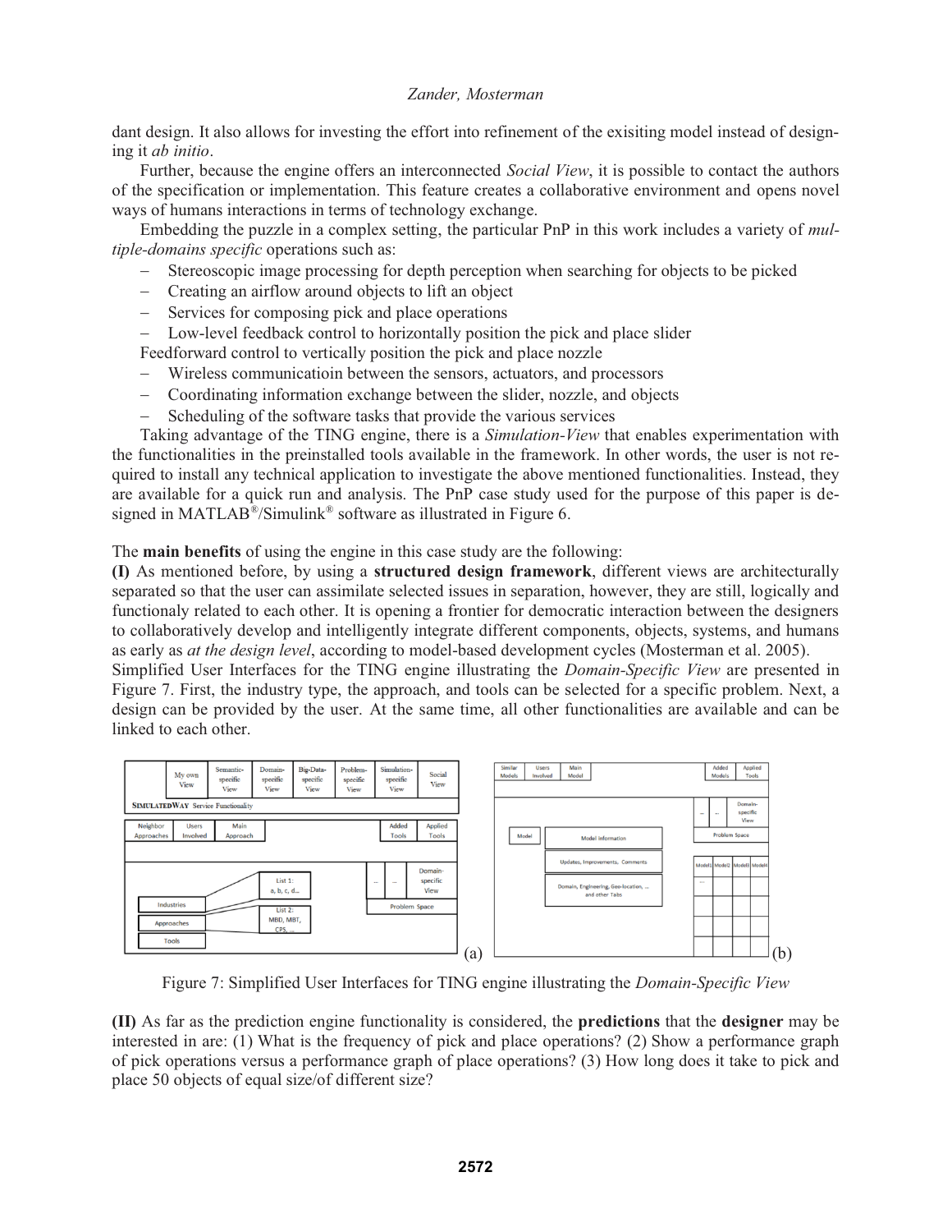dant design. It also allows for investing the effort into refinement of the exisiting model instead of designing it *ab initio*.

Further, because the engine offers an interconnected *Social View*, it is possible to contact the authors of the specification or implementation. This feature creates a collaborative environment and opens novel ways of humans interactions in terms of technology exchange.

Embedding the puzzle in a complex setting, the particular PnP in this work includes a variety of *multiple-domains specific* operations such as:

- Stereoscopic image processing for depth perception when searching for objects to be picked
- Creating an airflow around objects to lift an object
- Services for composing pick and place operations
- Low-level feedback control to horizontally position the pick and place slider

Feedforward control to vertically position the pick and place nozzle

- Wireless communicatioin between the sensors, actuators, and processors
- Coordinating information exchange between the slider, nozzle, and objects
- Scheduling of the software tasks that provide the various services

Taking advantage of the TING engine, there is a *Simulation-View* that enables experimentation with the functionalities in the preinstalled tools available in the framework. In other words, the user is not required to install any technical application to investigate the above mentioned functionalities. Instead, they are available for a quick run and analysis. The PnP case study used for the purpose of this paper is designed in MATLAB®/Simulink® software as illustrated in Figure 6.

The **main benefits** of using the engine in this case study are the following:

**(I)** As mentioned before, by using a **structured design framework**, different views are architecturally separated so that the user can assimilate selected issues in separation, however, they are still, logically and functionaly related to each other. It is opening a frontier for democratic interaction between the designers to collaboratively develop and intelligently integrate different components, objects, systems, and humans as early as *at the design level*, according to model-based development cycles (Mosterman et al. 2005).

Simplified User Interfaces for the TING engine illustrating the *Domain-Specific View* are presented in Figure 7. First, the industry type, the approach, and tools can be selected for a specific problem. Next, a design can be provided by the user. At the same time, all other functionalities are available and can be linked to each other.

Figure 7: Simplified User Interfaces for TING engine illustrating the *Domain-Specific View*

**(II)** As far as the prediction engine functionality is considered, the **predictions** that the **designer** may be interested in are: (1) What is the frequency of pick and place operations? (2) Show a performance graph of pick operations versus a performance graph of place operations? (3) How long does it take to pick and place 50 objects of equal size/of different size?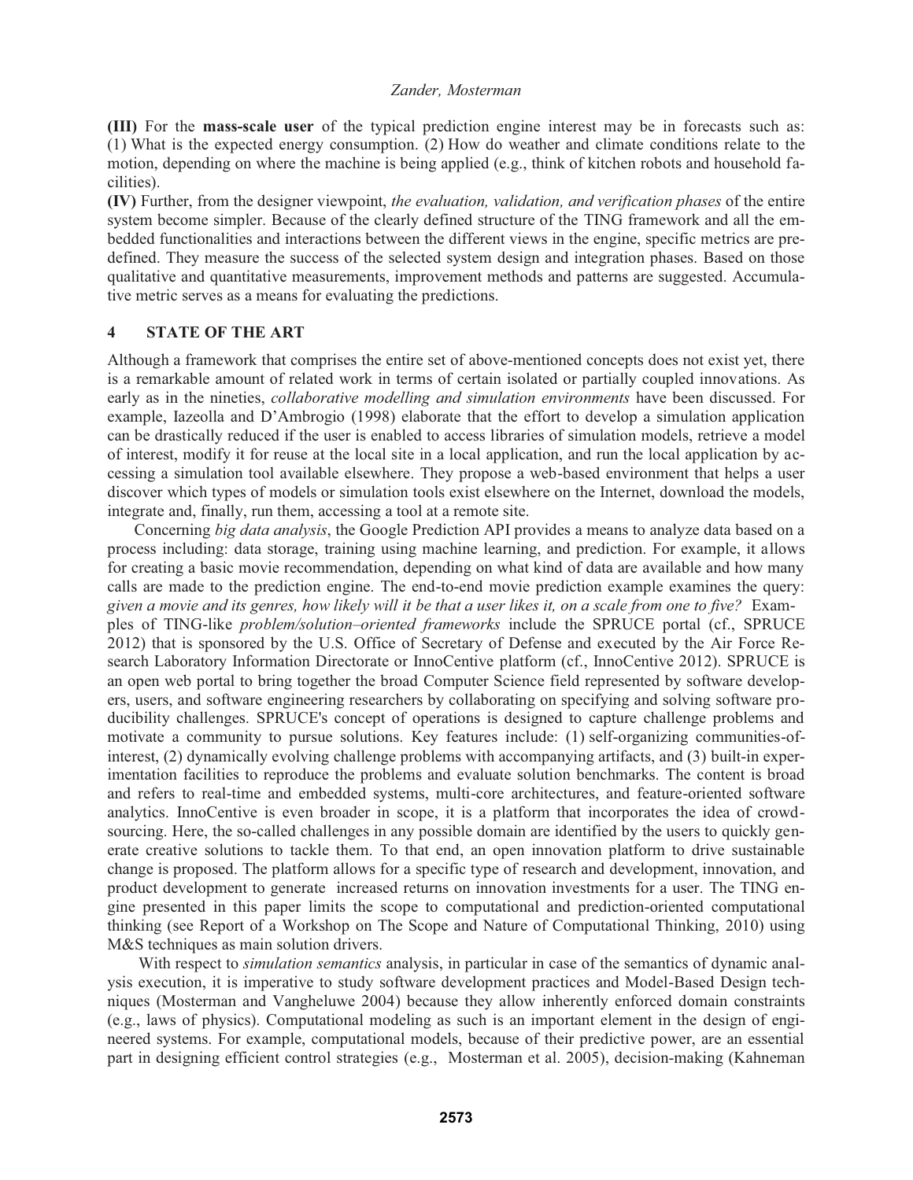**(III)** For the **mass-scale user** of the typical prediction engine interest may be in forecasts such as: (1) What is the expected energy consumption. (2) How do weather and climate conditions relate to the motion, depending on where the machine is being applied (e.g., think of kitchen robots and household facilities).

**(IV)** Further, from the designer viewpoint, *the evaluation, validation, and verification phases* of the entire system become simpler. Because of the clearly defined structure of the TING framework and all the embedded functionalities and interactions between the different views in the engine, specific metrics are predefined. They measure the success of the selected system design and integration phases. Based on those qualitative and quantitative measurements, improvement methods and patterns are suggested. Accumulative metric serves as a means for evaluating the predictions.

## 4 STATE OF THE ART

Although a framework that comprises the entire set of above-mentioned concepts does not exist yet, there is a remarkable amount of related work in terms of certain isolated or partially coupled innovations. As early as in the nineties, *collaborative modelling and simulation environments* have been discussed. For example, Iazeolla and D'Ambrogio (1998) elaborate that the effort to develop a simulation application can be drastically reduced if the user is enabled to access libraries of simulation models, retrieve a model of interest, modify it for reuse at the local site in a local application, and run the local application by accessing a simulation tool available elsewhere. They propose a web-based environment that helps a user discover which types of models or simulation tools exist elsewhere on the Internet, download the models, integrate and, finally, run them, accessing a tool at a remote site.

Concerning *big data analysis*, the Google Prediction API provides a means to analyze data based on a process including: data storage, training using machine learning, and prediction. For example, it allows for creating a basic movie recommendation, depending on what kind of data are available and how many calls are made to the prediction engine. The end-to-end movie prediction example examines the query: *given a movie and its genres, how likely will it be that a user likes it, on a scale from one to five?* Examples of TING-like *problem/solution–oriented frameworks* include the SPRUCE portal (cf., SPRUCE 2012) that is sponsored by the U.S. Office of Secretary of Defense and executed by the Air Force Research Laboratory Information Directorate or InnoCentive platform (cf., InnoCentive 2012). SPRUCE is an open web portal to bring together the broad Computer Science field represented by software developers, users, and software engineering researchers by collaborating on specifying and solving software producibility challenges. SPRUCE's concept of operations is designed to capture challenge problems and motivate a community to pursue solutions. Key features include: (1) self-organizing communities-of-interest, (2) dynamically evolving challenge problems with accompanying artifacts, and (3) built-in experimentation facilities to reproduce the problems and evaluate solution benchmarks. The content is broad and refers to real-time and embedded systems, multi-core architectures, and feature-oriented software analytics. InnoCentive is even broader in scope, it is a platform that incorporates the idea of crowdsourcing. Here, the so-called challenges in any possible domain are identified by the users to quickly generate creative solutions to tackle them. To that end, an open innovation platform to drive sustainable change is proposed. The platform allows for a specific type of research and development, innovation, and product development to generate increased returns on innovation investments for a user. The TING engine presented in this paper limits the scope to computational and prediction-oriented computational thinking (see Report of a Workshop on The Scope and Nature of Computational Thinking, 2010) using M&S techniques as main solution drivers.

With respect to *simulation semantics* analysis, in particular in case of the semantics of dynamic analysis execution, it is imperative to study software development practices and Model-Based Design techniques (Mosterman and Vangheluwe 2004) because they allow inherently enforced domain constraints (e.g., laws of physics). Computational modeling as such is an important element in the design of engineered systems. For example, computational models, because of their predictive power, are an essential part in designing efficient control strategies (e.g., Mosterman et al. 2005), decision-making (Kahneman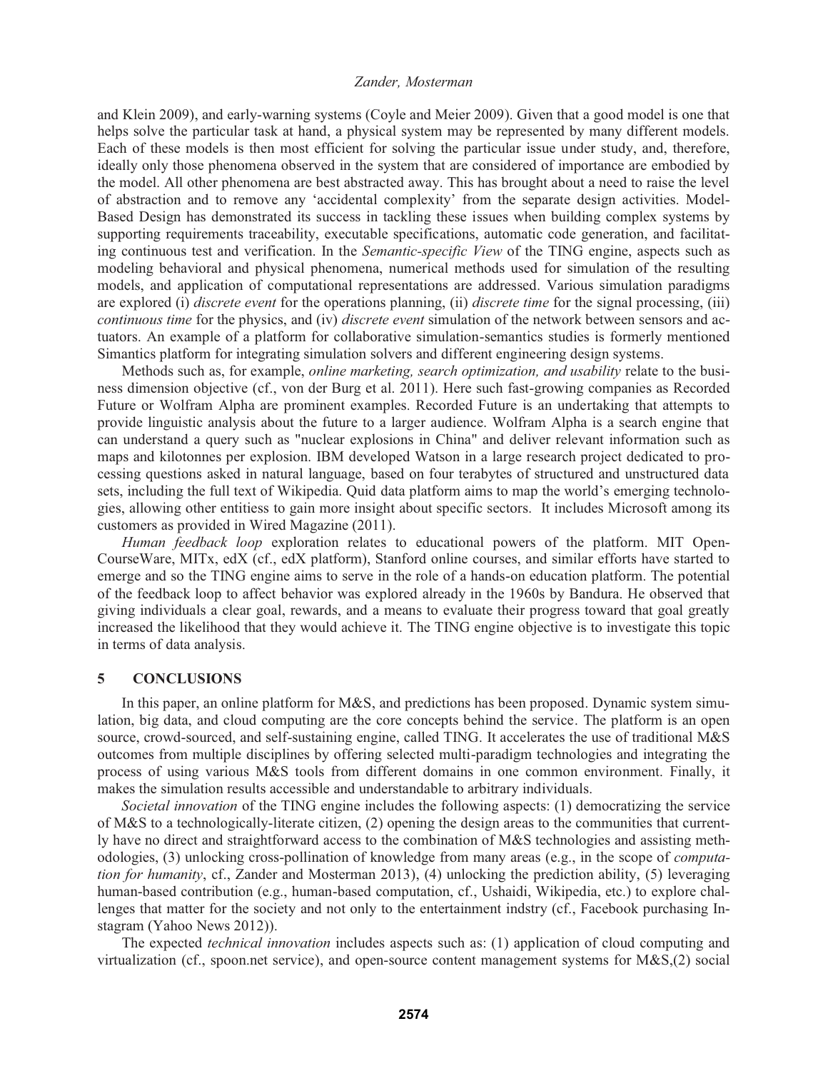and Klein 2009), and early-warning systems (Coyle and Meier 2009). Given that a good model is one that helps solve the particular task at hand, a physical system may be represented by many different models. Each of these models is then most efficient for solving the particular issue under study, and, therefore, ideally only those phenomena observed in the system that are considered of importance are embodied by the model. All other phenomena are best abstracted away. This has brought about a need to raise the level of abstraction and to remove any 'accidental complexity' from the separate design activities. Model-Based Design has demonstrated its success in tackling these issues when building complex systems by supporting requirements traceability, executable specifications, automatic code generation, and facilitating continuous test and verification. In the *Semantic-specific View* of the TING engine, aspects such as modeling behavioral and physical phenomena, numerical methods used for simulation of the resulting models, and application of computational representations are addressed. Various simulation paradigms are explored (i) *discrete event* for the operations planning, (ii) *discrete time* for the signal processing, (iii) *continuous time* for the physics, and (iv) *discrete event* simulation of the network between sensors and actuators. An example of a platform for collaborative simulation-semantics studies is formerly mentioned Simantics platform for integrating simulation solvers and different engineering design systems.

Methods such as, for example, *online marketing, search optimization, and usability* relate to the business dimension objective (cf., von der Burg et al. 2011). Here such fast-growing companies as Recorded Future or Wolfram Alpha are prominent examples. Recorded Future is an undertaking that attempts to provide linguistic analysis about the future to a larger audience. Wolfram Alpha is a search engine that can understand a query such as "nuclear explosions in China" and deliver relevant information such as maps and kilotonnes per explosion. IBM developed Watson in a large research project dedicated to processing questions asked in natural language, based on four terabytes of structured and unstructured data sets, including the full text of Wikipedia. Quid data platform aims to map the world's emerging technologies, allowing other entitiess to gain more insight about specific sectors. It includes Microsoft among its customers as provided in Wired Magazine (2011).

*Human feedback loop* exploration relates to educational powers of the platform. MIT OpenCourseWare, MITx, edX (cf., edX platform), Stanford online courses, and similar efforts have started to emerge and so the TING engine aims to serve in the role of a hands-on education platform. The potential of the feedback loop to affect behavior was explored already in the 1960s by Bandura. He observed that giving individuals a clear goal, rewards, and a means to evaluate their progress toward that goal greatly increased the likelihood that they would achieve it. The TING engine objective is to investigate this topic in terms of data analysis.

## 5 CONCLUSIONS

In this paper, an online platform for M&S, and predictions has been proposed. Dynamic system simulation, big data, and cloud computing are the core concepts behind the service. The platform is an open source, crowd-sourced, and self-sustaining engine, called TING. It accelerates the use of traditional M&S outcomes from multiple disciplines by offering selected multi-paradigm technologies and integrating the process of using various M&S tools from different domains in one common environment. Finally, it makes the simulation results accessible and understandable to arbitrary individuals.

*Societal innovation* of the TING engine includes the following aspects: (1) democratizing the service of M&S to a technologically-literate citizen, (2) opening the design areas to the communities that currently have no direct and straightforward access to the combination of M&S technologies and assisting methodologies, (3) unlocking cross-pollination of knowledge from many areas (e.g., in the scope of *computation for humanity*, cf., Zander and Mosterman 2013), (4) unlocking the prediction ability, (5) leveraging human-based contribution (e.g., human-based computation, cf., Ushaidi, Wikipedia, etc.) to explore challenges that matter for the society and not only to the entertainment indstry (cf., Facebook purchasing Instagram (Yahoo News 2012)).

The expected *technical innovation* includes aspects such as: (1) application of cloud computing and virtualization (cf., spoon.net service), and open-source content management systems for M&S,(2) social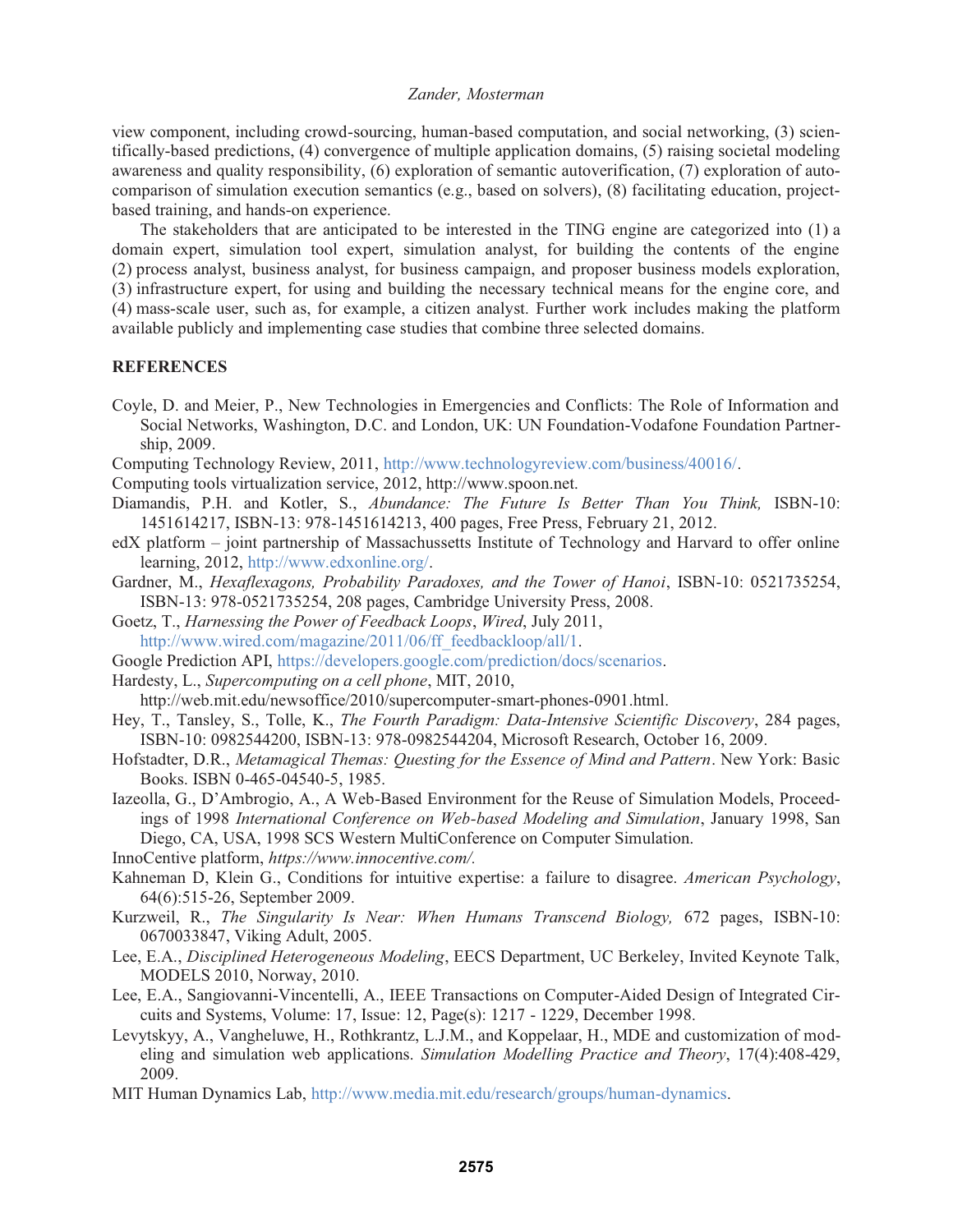view component, including crowd-sourcing, human-based computation, and social networking, (3) scientifically-based predictions, (4) convergence of multiple application domains, (5) raising societal modeling awareness and quality responsibility, (6) exploration of semantic autoverification, (7) exploration of auto-comparison of simulation execution semantics (e.g., based on solvers), (8) facilitating education, project-based training, and hands-on experience.

The stakeholders that are anticipated to be interested in the TING engine are categorized into (1) a domain expert, simulation tool expert, simulation analyst, for building the contents of the engine (2) process analyst, business analyst, for business campaign, and proposer business models exploration, (3) infrastructure expert, for using and building the necessary technical means for the engine core, and (4) mass-scale user, such as, for example, a citizen analyst. Further work includes making the platform available publicly and implementing case studies that combine three selected domains.

## REFERENCES

Coyle, D. and Meier, P., New Technologies in Emergencies and Conflicts: The Role of Information and Social Networks, Washington, D.C. and London, UK: UN Foundation-Vodafone Foundation Partnership, 2009.

Computing Technology Review, 2011, http://www.technologyreview.com/business/40016/.

Computing tools virtualization service, 2012, http://www.spoon.net.

Diamandis, P.H. and Kotler, S., *Abundance: The Future Is Better Than You Think,* ISBN-10: 1451614217, ISBN-13: 978-1451614213, 400 pages, Free Press, February 21, 2012.

edX platform – joint partnership of Massachussetts Institute of Technology and Harvard to offer online learning, 2012, http://www.edxonline.org/.

Gardner, M., *Hexaflexagons, Probability Paradoxes, and the Tower of Hanoi*, ISBN-10: 0521735254, ISBN-13: 978-0521735254, 208 pages, Cambridge University Press, 2008.

Goetz, T., *Harnessing the Power of Feedback Loops*, *Wired*, July 2011, http://www.wired.com/magazine/2011/06/ff_feedbackloop/all/1.

Google Prediction API, https://developers.google.com/prediction/docs/scenarios.

Hardesty, L., *Supercomputing on a cell phone*, MIT, 2010, http://web.mit.edu/newsoffice/2010/supercomputer-smart-phones-0901.html.

Hey, T., Tansley, S., Tolle, K., *The Fourth Paradigm: Data-Intensive Scientific Discovery*, 284 pages, ISBN-10: 0982544200, ISBN-13: 978-0982544204, Microsoft Research, October 16, 2009.

Hofstadter, D.R., *Metamagical Themas: Questing for the Essence of Mind and Pattern*. New York: Basic Books. ISBN 0-465-04540-5, 1985.

Iazeolla, G., D'Ambrogio, A., A Web-Based Environment for the Reuse of Simulation Models, Proceedings of 1998 *International Conference on Web-based Modeling and Simulation*, January 1998, San Diego, CA, USA, 1998 SCS Western MultiConference on Computer Simulation.

InnoCentive platform, *https://www.innocentive.com/.*

Kahneman D, Klein G., Conditions for intuitive expertise: a failure to disagree. *American Psychology*, 64(6):515-26, September 2009.

Kurzweil, R., *The Singularity Is Near: When Humans Transcend Biology,* 672 pages, ISBN-10: 0670033847, Viking Adult, 2005.

Lee, E.A., *Disciplined Heterogeneous Modeling*, EECS Department, UC Berkeley, Invited Keynote Talk, MODELS 2010, Norway, 2010.

Lee, E.A., Sangiovanni-Vincentelli, A., IEEE Transactions on Computer-Aided Design of Integrated Circuits and Systems, Volume: 17, Issue: 12, Page(s): 1217 - 1229, December 1998.

Levytskyy, A., Vangheluwe, H., Rothkrantz, L.J.M., and Koppelaar, H., MDE and customization of modeling and simulation web applications. *Simulation Modelling Practice and Theory*, 17(4):408-429, 2009.

MIT Human Dynamics Lab, http://www.media.mit.edu/research/groups/human-dynamics.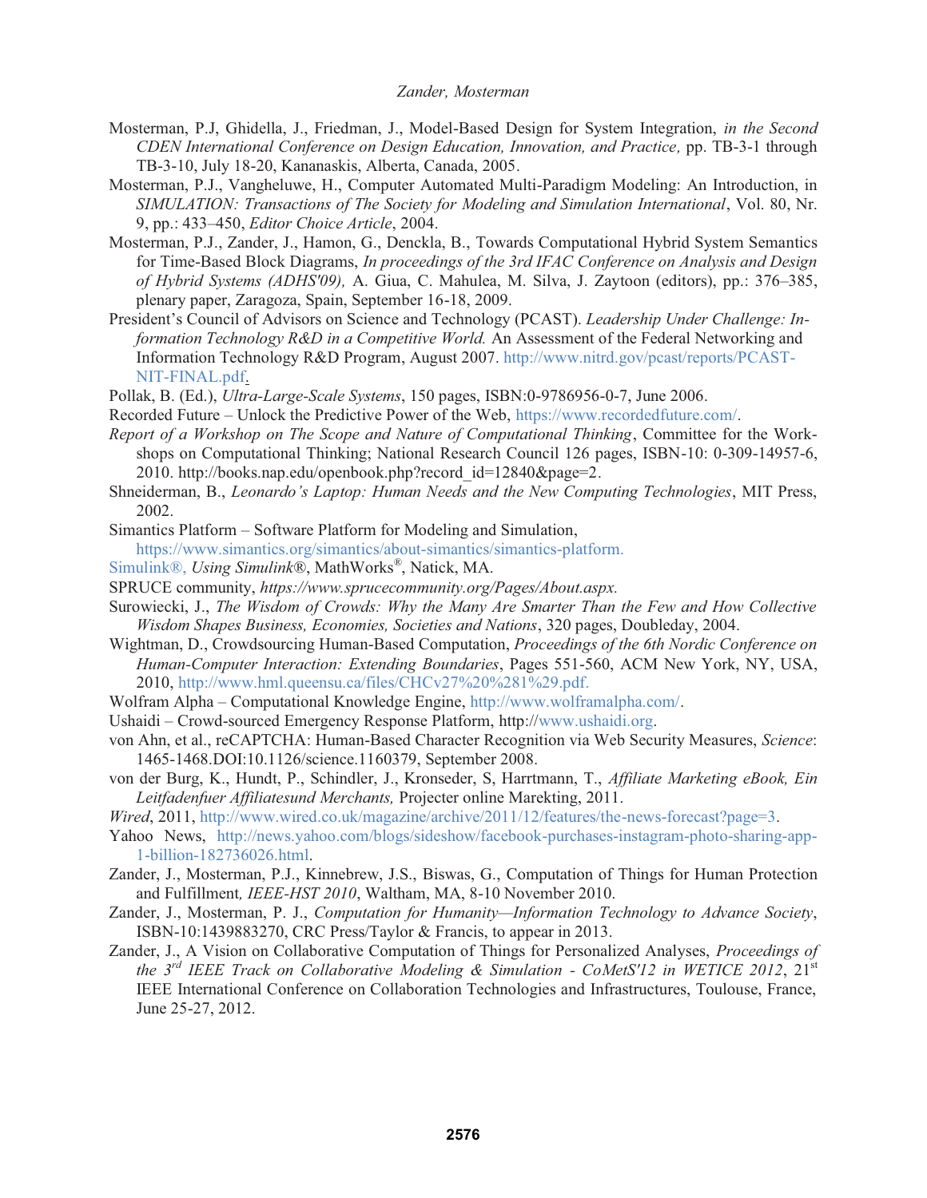Mosterman, P.J, Ghidella, J., Friedman, J., Model-Based Design for System Integration, *in the Second CDEN International Conference on Design Education, Innovation, and Practice,* pp. TB-3-1 through TB-3-10, July 18-20, Kananaskis, Alberta, Canada, 2005.

Mosterman, P.J., Vangheluwe, H., Computer Automated Multi-Paradigm Modeling: An Introduction, in *SIMULATION: Transactions of The Society for Modeling and Simulation International*, Vol. 80, Nr. 9, pp.: 433–450, *Editor Choice Article*, 2004.

Mosterman, P.J., Zander, J., Hamon, G., Denckla, B., Towards Computational Hybrid System Semantics for Time-Based Block Diagrams, *In proceedings of the 3rd IFAC Conference on Analysis and Design of Hybrid Systems (ADHS'09),* A. Giua, C. Mahulea, M. Silva, J. Zaytoon (editors), pp.: 376–385, plenary paper, Zaragoza, Spain, September 16-18, 2009.

President's Council of Advisors on Science and Technology (PCAST). *Leadership Under Challenge: Information Technology R&D in a Competitive World.* An Assessment of the Federal Networking and Information Technology R&D Program, August 2007. http://www.nitrd.gov/pcast/reports/PCAST-NIT-FINAL.pdf.

Pollak, B. (Ed.), *Ultra-Large-Scale Systems*, 150 pages, ISBN:0-9786956-0-7, June 2006.

Recorded Future – Unlock the Predictive Power of the Web, https://www.recordedfuture.com/.

*Report of a Workshop on The Scope and Nature of Computational Thinking*, Committee for the Workshops on Computational Thinking; National Research Council 126 pages, ISBN-10: 0-309-14957-6, 2010. http://books.nap.edu/openbook.php?record_id=12840&page=2.

Shneiderman, B., *Leonardo's Laptop: Human Needs and the New Computing Technologies*, MIT Press, 2002.

Simantics Platform – Software Platform for Modeling and Simulation, https://www.simantics.org/simantics/about-simantics/simantics-platform.

Simulink®, *Using Simulink*®, MathWorks®, Natick, MA.

SPRUCE community, *https://www.sprucecommunity.org/Pages/About.aspx.*

Surowiecki, J., *The Wisdom of Crowds: Why the Many Are Smarter Than the Few and How Collective Wisdom Shapes Business, Economies, Societies and Nations*, 320 pages, Doubleday, 2004.

Wightman, D., Crowdsourcing Human-Based Computation, *Proceedings of the 6th Nordic Conference on Human-Computer Interaction: Extending Boundaries*, Pages 551-560, ACM New York, NY, USA, 2010, http://www.hml.queensu.ca/files/CHCv27%20%281%29.pdf.

Wolfram Alpha – Computational Knowledge Engine, http://www.wolframalpha.com/.

Ushaidi – Crowd-sourced Emergency Response Platform, http://www.ushaidi.org.

von Ahn, et al., reCAPTCHA: Human-Based Character Recognition via Web Security Measures, *Science*: 1465-1468.DOI:10.1126/science.1160379, September 2008.

von der Burg, K., Hundt, P., Schindler, J., Kronseder, S, Harrtmann, T., *Affiliate Marketing eBook, Ein Leitfadenfuer Affiliatesund Merchants,* Projecter online Marekting, 2011.

*Wired*, 2011, http://www.wired.co.uk/magazine/archive/2011/12/features/the-news-forecast?page=3.

Yahoo News, http://news.yahoo.com/blogs/sideshow/facebook-purchases-instagram-photo-sharing-app-1-billion-182736026.html.

Zander, J., Mosterman, P.J., Kinnebrew, J.S., Biswas, G., Computation of Things for Human Protection and Fulfillment*, IEEE-HST 2010*, Waltham, MA, 8-10 November 2010.

Zander, J., Mosterman, P. J., *Computation for Humanity—Information Technology to Advance Society*, ISBN-10:1439883270, CRC Press/Taylor & Francis, to appear in 2013.

Zander, J., A Vision on Collaborative Computation of Things for Personalized Analyses, *Proceedings of the 3rd IEEE Track on Collaborative Modeling & Simulation - CoMetS'12 in WETICE 2012*, 21st IEEE International Conference on Collaboration Technologies and Infrastructures, Toulouse, France, June 25-27, 2012.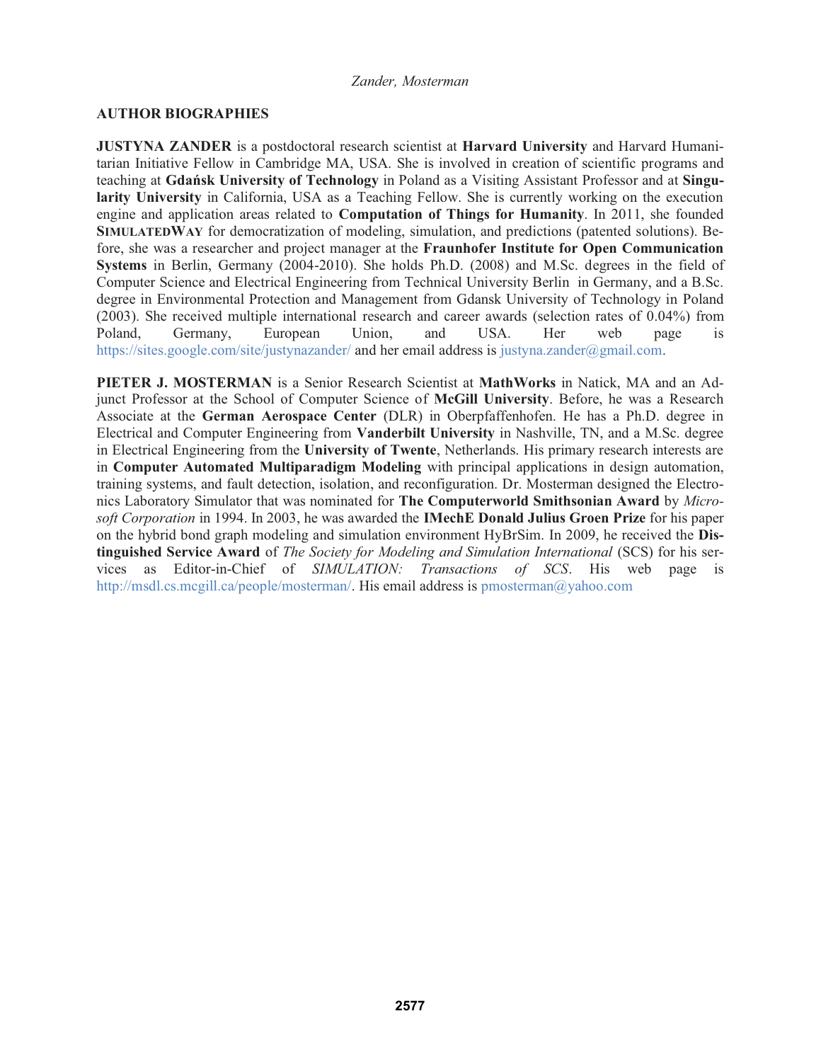## AUTHOR BIOGRAPHIES

**JUSTYNA ZANDER** is a postdoctoral research scientist at **Harvard University** and Harvard Humanitarian Initiative Fellow in Cambridge MA, USA. She is involved in creation of scientific programs and teaching at **Gdańsk University of Technology** in Poland as a Visiting Assistant Professor and at **Singularity University** in California, USA as a Teaching Fellow. She is currently working on the execution engine and application areas related to **Computation of Things for Humanity**. In 2011, she founded **SIMULATEDWAY** for democratization of modeling, simulation, and predictions (patented solutions). Before, she was a researcher and project manager at the **Fraunhofer Institute for Open Communication Systems** in Berlin, Germany (2004-2010). She holds Ph.D. (2008) and M.Sc. degrees in the field of Computer Science and Electrical Engineering from Technical University Berlin in Germany, and a B.Sc. degree in Environmental Protection and Management from Gdansk University of Technology in Poland (2003). She received multiple international research and career awards (selection rates of 0.04%) from Poland, Germany, European Union, and USA. Her web page is https://sites.google.com/site/justynazander/ and her email address is justyna.zander@gmail.com.

**PIETER J. MOSTERMAN** is a Senior Research Scientist at **MathWorks** in Natick, MA and an Adjunct Professor at the School of Computer Science of **McGill University**. Before, he was a Research Associate at the **German Aerospace Center** (DLR) in Oberpfaffenhofen. He has a Ph.D. degree in Electrical and Computer Engineering from **Vanderbilt University** in Nashville, TN, and a M.Sc. degree in Electrical Engineering from the **University of Twente**, Netherlands. His primary research interests are in **Computer Automated Multiparadigm Modeling** with principal applications in design automation, training systems, and fault detection, isolation, and reconfiguration. Dr. Mosterman designed the Electronics Laboratory Simulator that was nominated for **The Computerworld Smithsonian Award** by *Microsoft Corporation* in 1994. In 2003, he was awarded the **IMechE Donald Julius Groen Prize** for his paper on the hybrid bond graph modeling and simulation environment HyBrSim. In 2009, he received the **Distinguished Service Award** of *The Society for Modeling and Simulation International* (SCS) for his services as Editor-in-Chief of *SIMULATION: Transactions of SCS*. His web page is http://msdl.cs.mcgill.ca/people/mosterman/. His email address is pmosterman@yahoo.com